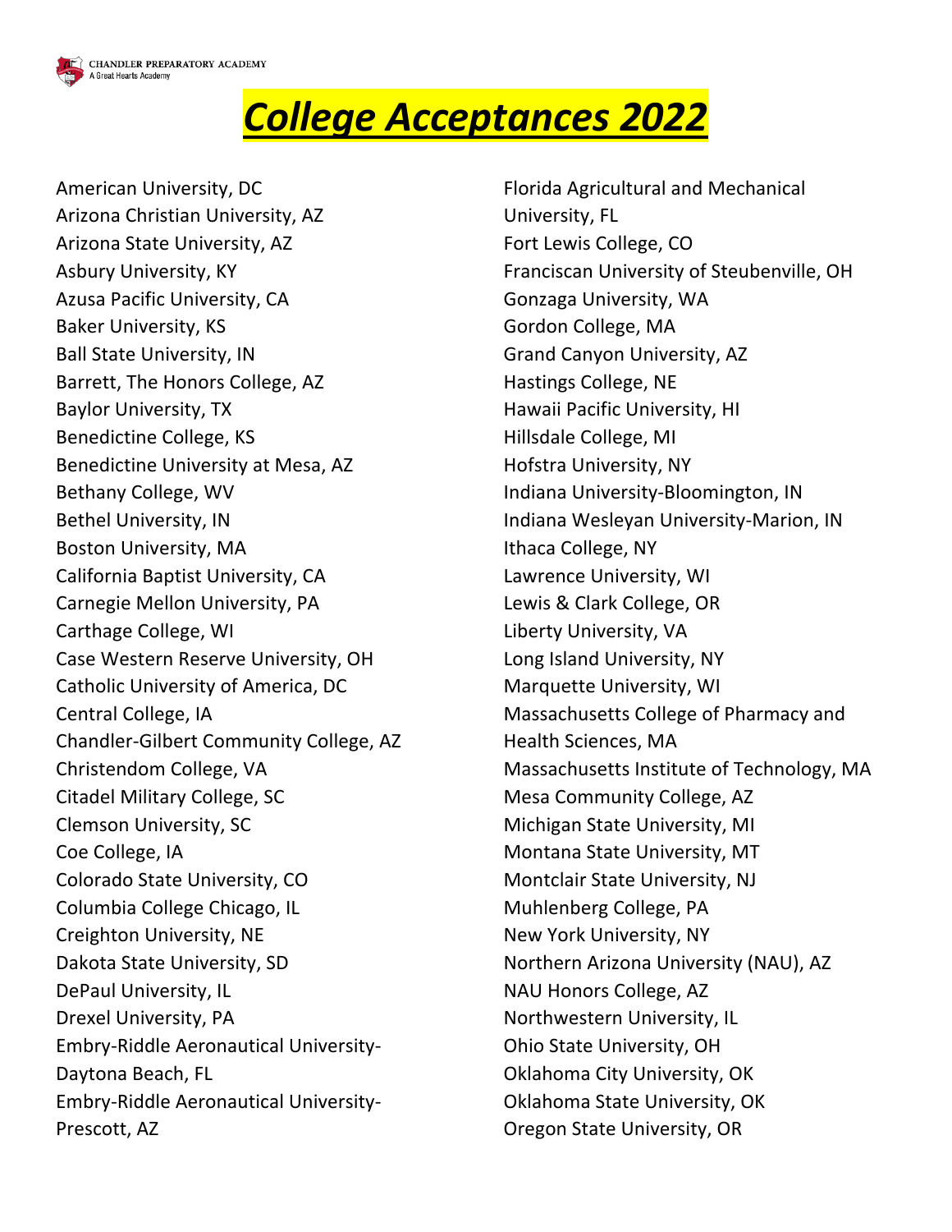CHANDLER PREPARATORY ACADEMY
A Great Hearts Academy

# *College Acceptances 2022*

American University, DC
Arizona Christian University, AZ
Arizona State University, AZ
Asbury University, KY
Azusa Pacific University, CA
Baker University, KS
Ball State University, IN
Barrett, The Honors College, AZ
Baylor University, TX
Benedictine College, KS
Benedictine University at Mesa, AZ
Bethany College, WV
Bethel University, IN
Boston University, MA
California Baptist University, CA
Carnegie Mellon University, PA
Carthage College, WI
Case Western Reserve University, OH
Catholic University of America, DC
Central College, IA
Chandler-Gilbert Community College, AZ
Christendom College, VA
Citadel Military College, SC
Clemson University, SC
Coe College, IA
Colorado State University, CO
Columbia College Chicago, IL
Creighton University, NE
Dakota State University, SD
DePaul University, IL
Drexel University, PA
Embry-Riddle Aeronautical University-Daytona Beach, FL
Embry-Riddle Aeronautical University-Prescott, AZ
Florida Agricultural and Mechanical University, FL
Fort Lewis College, CO
Franciscan University of Steubenville, OH
Gonzaga University, WA
Gordon College, MA
Grand Canyon University, AZ
Hastings College, NE
Hawaii Pacific University, HI
Hillsdale College, MI
Hofstra University, NY
Indiana University-Bloomington, IN
Indiana Wesleyan University-Marion, IN
Ithaca College, NY
Lawrence University, WI
Lewis & Clark College, OR
Liberty University, VA
Long Island University, NY
Marquette University, WI
Massachusetts College of Pharmacy and Health Sciences, MA
Massachusetts Institute of Technology, MA
Mesa Community College, AZ
Michigan State University, MI
Montana State University, MT
Montclair State University, NJ
Muhlenberg College, PA
New York University, NY
Northern Arizona University (NAU), AZ
NAU Honors College, AZ
Northwestern University, IL
Ohio State University, OH
Oklahoma City University, OK
Oklahoma State University, OK
Oregon State University, OR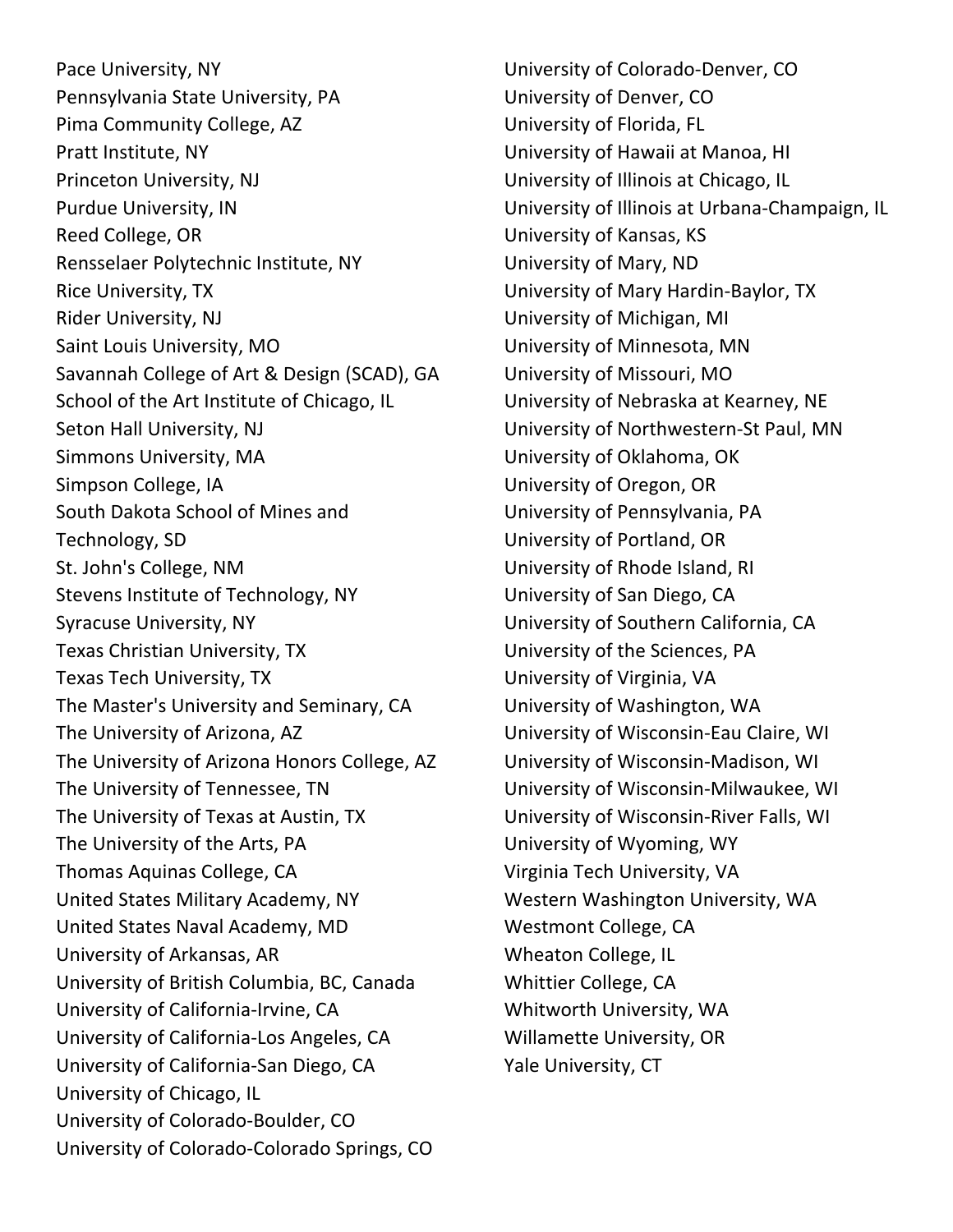Pace University, NY
Pennsylvania State University, PA
Pima Community College, AZ
Pratt Institute, NY
Princeton University, NJ
Purdue University, IN
Reed College, OR
Rensselaer Polytechnic Institute, NY
Rice University, TX
Rider University, NJ
Saint Louis University, MO
Savannah College of Art & Design (SCAD), GA
School of the Art Institute of Chicago, IL
Seton Hall University, NJ
Simmons University, MA
Simpson College, IA
South Dakota School of Mines and Technology, SD
St. John's College, NM
Stevens Institute of Technology, NY
Syracuse University, NY
Texas Christian University, TX
Texas Tech University, TX
The Master's University and Seminary, CA
The University of Arizona, AZ
The University of Arizona Honors College, AZ
The University of Tennessee, TN
The University of Texas at Austin, TX
The University of the Arts, PA
Thomas Aquinas College, CA
United States Military Academy, NY
United States Naval Academy, MD
University of Arkansas, AR
University of British Columbia, BC, Canada
University of California-Irvine, CA
University of California-Los Angeles, CA
University of California-San Diego, CA
University of Chicago, IL
University of Colorado-Boulder, CO
University of Colorado-Colorado Springs, CO
University of Colorado-Denver, CO
University of Denver, CO
University of Florida, FL
University of Hawaii at Manoa, HI
University of Illinois at Chicago, IL
University of Illinois at Urbana-Champaign, IL
University of Kansas, KS
University of Mary, ND
University of Mary Hardin-Baylor, TX
University of Michigan, MI
University of Minnesota, MN
University of Missouri, MO
University of Nebraska at Kearney, NE
University of Northwestern-St Paul, MN
University of Oklahoma, OK
University of Oregon, OR
University of Pennsylvania, PA
University of Portland, OR
University of Rhode Island, RI
University of San Diego, CA
University of Southern California, CA
University of the Sciences, PA
University of Virginia, VA
University of Washington, WA
University of Wisconsin-Eau Claire, WI
University of Wisconsin-Madison, WI
University of Wisconsin-Milwaukee, WI
University of Wisconsin-River Falls, WI
University of Wyoming, WY
Virginia Tech University, VA
Western Washington University, WA
Westmont College, CA
Wheaton College, IL
Whittier College, CA
Whitworth University, WA
Willamette University, OR
Yale University, CT